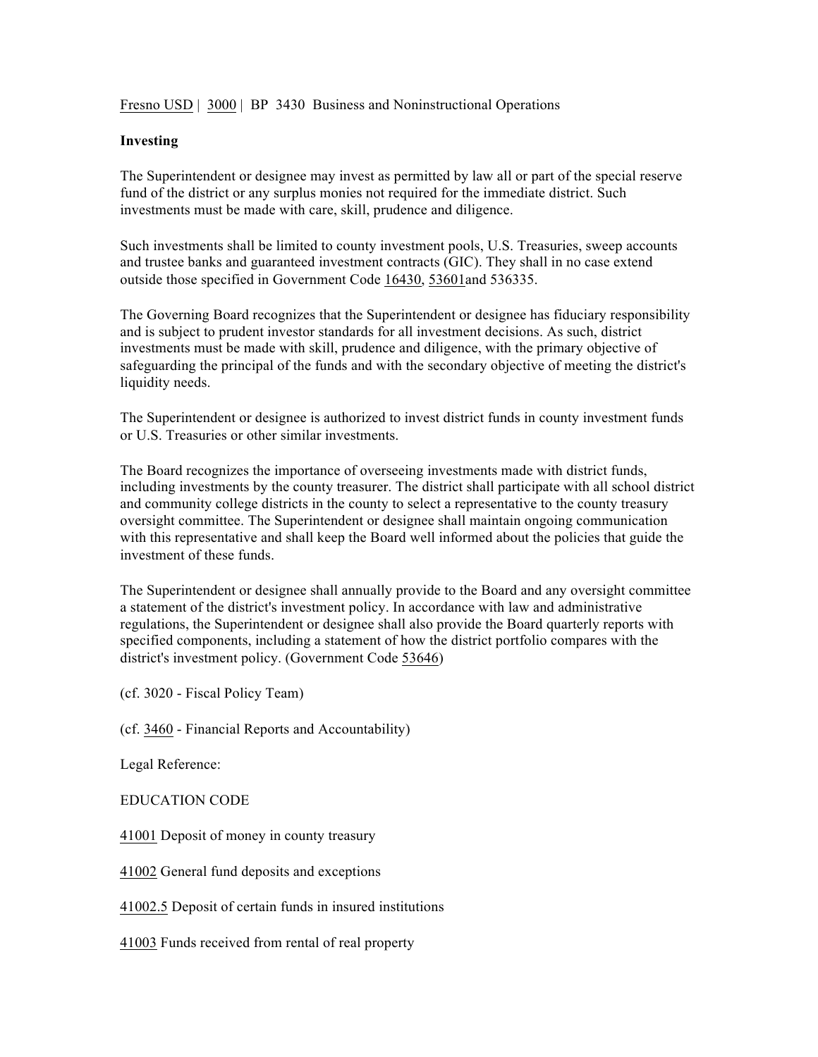Fresno USD | 3000 | BP 3430 Business and Noninstructional Operations

**Investing**

The Superintendent or designee may invest as permitted by law all or part of the special reserve fund of the district or any surplus monies not required for the immediate district. Such investments must be made with care, skill, prudence and diligence.

Such investments shall be limited to county investment pools, U.S. Treasuries, sweep accounts and trustee banks and guaranteed investment contracts (GIC). They shall in no case extend outside those specified in Government Code 16430, 53601and 536335.

The Governing Board recognizes that the Superintendent or designee has fiduciary responsibility and is subject to prudent investor standards for all investment decisions. As such, district investments must be made with skill, prudence and diligence, with the primary objective of safeguarding the principal of the funds and with the secondary objective of meeting the district's liquidity needs.

The Superintendent or designee is authorized to invest district funds in county investment funds or U.S. Treasuries or other similar investments.

The Board recognizes the importance of overseeing investments made with district funds, including investments by the county treasurer. The district shall participate with all school district and community college districts in the county to select a representative to the county treasury oversight committee. The Superintendent or designee shall maintain ongoing communication with this representative and shall keep the Board well informed about the policies that guide the investment of these funds.

The Superintendent or designee shall annually provide to the Board and any oversight committee a statement of the district's investment policy. In accordance with law and administrative regulations, the Superintendent or designee shall also provide the Board quarterly reports with specified components, including a statement of how the district portfolio compares with the district's investment policy. (Government Code 53646)

(cf. 3020 - Fiscal Policy Team)

(cf. 3460 - Financial Reports and Accountability)

Legal Reference:

EDUCATION CODE

41001 Deposit of money in county treasury

41002 General fund deposits and exceptions

41002.5 Deposit of certain funds in insured institutions

41003 Funds received from rental of real property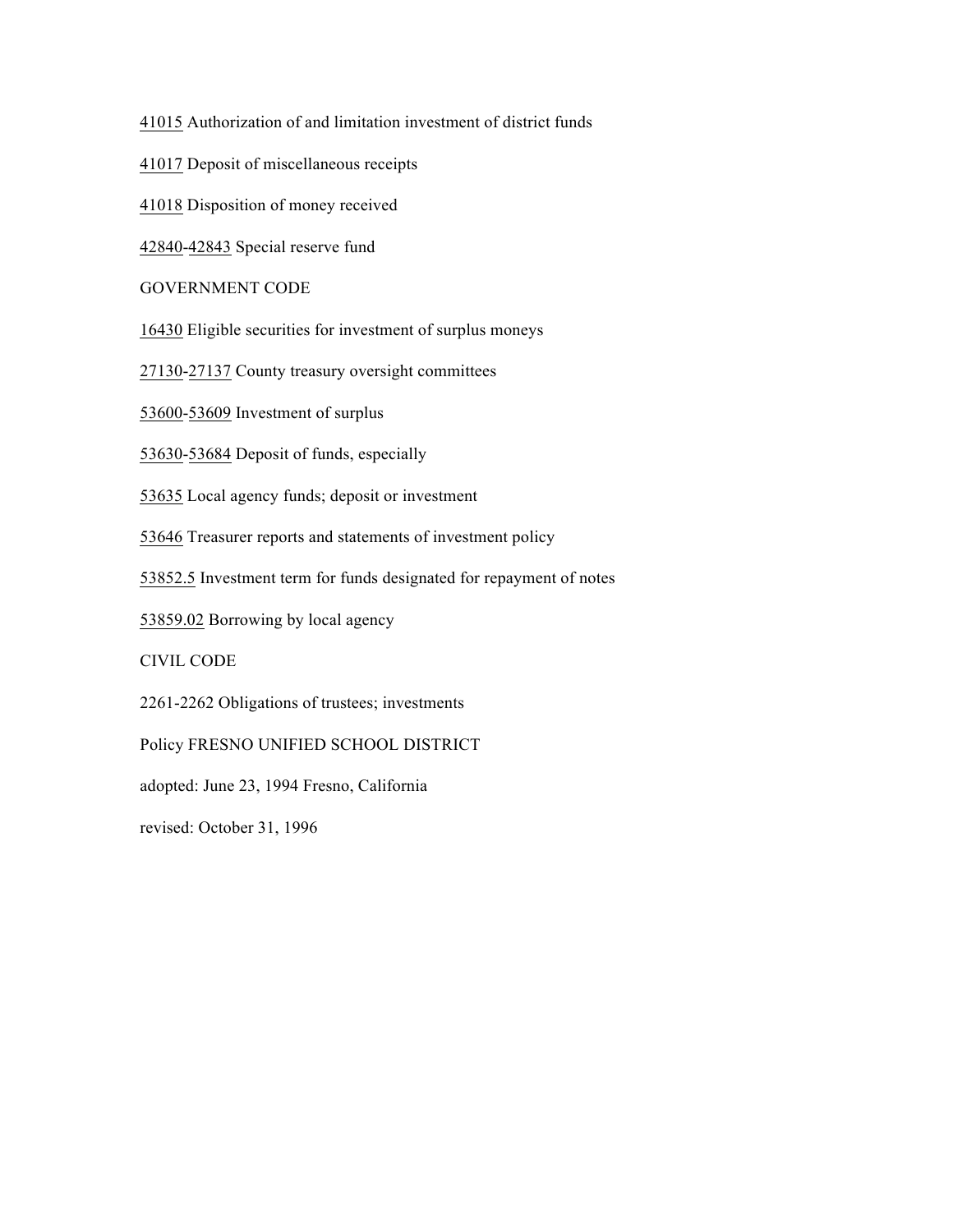41015 Authorization of and limitation investment of district funds

41017 Deposit of miscellaneous receipts

41018 Disposition of money received

42840-42843 Special reserve fund

GOVERNMENT CODE

16430 Eligible securities for investment of surplus moneys

27130-27137 County treasury oversight committees

53600-53609 Investment of surplus

53630-53684 Deposit of funds, especially

53635 Local agency funds; deposit or investment

53646 Treasurer reports and statements of investment policy

53852.5 Investment term for funds designated for repayment of notes

53859.02 Borrowing by local agency

CIVIL CODE

2261-2262 Obligations of trustees; investments

Policy FRESNO UNIFIED SCHOOL DISTRICT

adopted: June 23, 1994 Fresno, California

revised: October 31, 1996